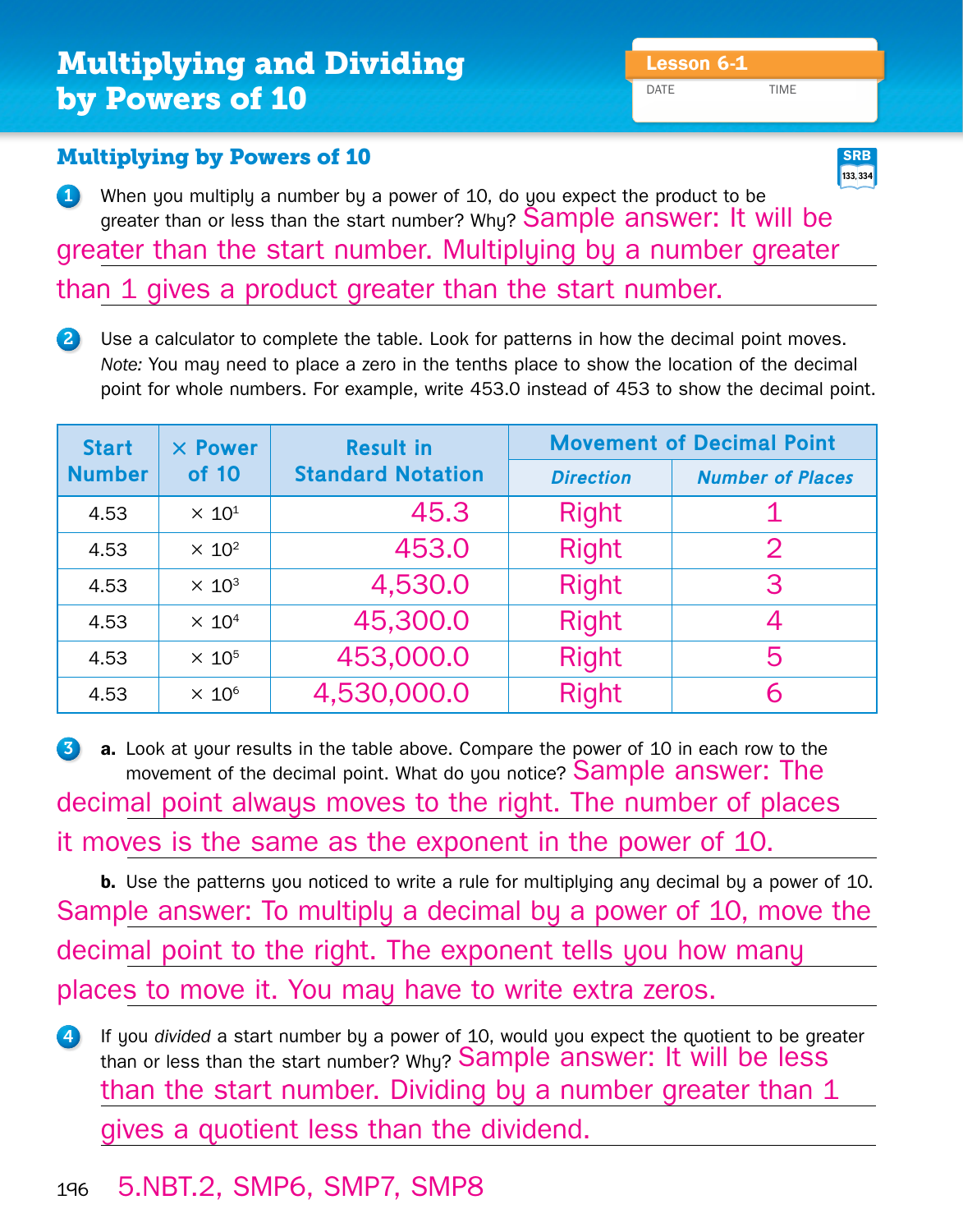# Multiplying and Dividing by Powers of 10

Lesson 6-1

DATE TIME

## Multiplying by Powers of 10

SRB 133, 334

**1** When you multiply a number by a power of 10, do you expect the product to be greater than or less than the start number? Why? Sample answer: It will be greater than the start number. Multiplying by a number greater than 1 gives a product greater than the start number.

**2** Use a calculator to complete the table. Look for patterns in how the decimal point moves. *Note:* You may need to place a zero in the tenths place to show the location of the decimal point for whole numbers. For example, write 453.0 instead of 453 to show the decimal point.

| Start Number | × Power of 10 | Result in Standard Notation | Movement of Decimal Point | |
|---|---|---|---|---|
| | | | *Direction* | *Number of Places* |
| 4.53 | $\times 10^1$ | 45.3 | Right | 1 |
| 4.53 | $\times 10^2$ | 453.0 | Right | 2 |
| 4.53 | $\times 10^3$ | 4,530.0 | Right | 3 |
| 4.53 | $\times 10^4$ | 45,300.0 | Right | 4 |
| 4.53 | $\times 10^5$ | 453,000.0 | Right | 5 |
| 4.53 | $\times 10^6$ | 4,530,000.0 | Right | 6 |

**3** **a.** Look at your results in the table above. Compare the power of 10 in each row to the movement of the decimal point. What do you notice? Sample answer: The decimal point always moves to the right. The number of places it moves is the same as the exponent in the power of 10.

**b.** Use the patterns you noticed to write a rule for multiplying any decimal by a power of 10. Sample answer: To multiply a decimal by a power of 10, move the decimal point to the right. The exponent tells you how many places to move it. You may have to write extra zeros.

**4** If you *divided* a start number by a power of 10, would you expect the quotient to be greater than or less than the start number? Why? Sample answer: It will be less than the start number. Dividing by a number greater than 1 gives a quotient less than the dividend.

5.NBT.2, SMP6, SMP7, SMP8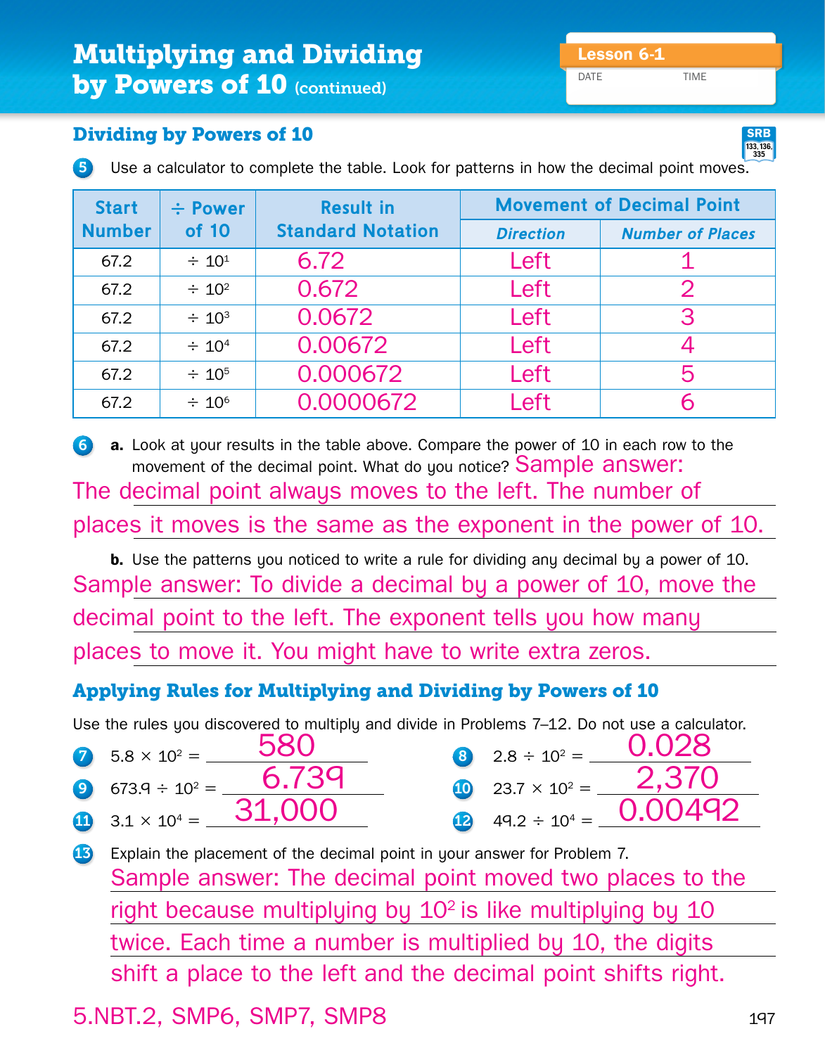# Multiplying and Dividing by Powers of 10 (continued)

Lesson 6-1

DATE TIME

## Dividing by Powers of 10

SRB 133, 136, 335

5 Use a calculator to complete the table. Look for patterns in how the decimal point moves.

| Start Number | ÷ Power of 10 | Result in Standard Notation | Movement of Decimal Point | |
|---|---|---|---|---|
| | | | *Direction* | *Number of Places* |
| 67.2 | $\div 10^1$ | 6.72 | Left | 1 |
| 67.2 | $\div 10^2$ | 0.672 | Left | 2 |
| 67.2 | $\div 10^3$ | 0.0672 | Left | 3 |
| 67.2 | $\div 10^4$ | 0.00672 | Left | 4 |
| 67.2 | $\div 10^5$ | 0.000672 | Left | 5 |
| 67.2 | $\div 10^6$ | 0.0000672 | Left | 6 |

6 **a.** Look at your results in the table above. Compare the power of 10 in each row to the movement of the decimal point. What do you notice? Sample answer: The decimal point always moves to the left. The number of places it moves is the same as the exponent in the power of 10.

**b.** Use the patterns you noticed to write a rule for dividing any decimal by a power of 10. Sample answer: To divide a decimal by a power of 10, move the decimal point to the left. The exponent tells you how many places to move it. You might have to write extra zeros.

## Applying Rules for Multiplying and Dividing by Powers of 10

Use the rules you discovered to multiply and divide in Problems 7–12. Do not use a calculator.

7 $5.8 \times 10^2 =$ 580

8 $2.8 \div 10^2 =$ 0.028

9 $673.9 \div 10^2 =$ 6.739

10 $23.7 \times 10^2 =$ 2,370

11 $3.1 \times 10^4 =$ 31,000

12 $49.2 \div 10^4 =$ 0.00492

13 Explain the placement of the decimal point in your answer for Problem 7.
Sample answer: The decimal point moved two places to the right because multiplying by $10^2$ is like multiplying by 10 twice. Each time a number is multiplied by 10, the digits shift a place to the left and the decimal point shifts right.

5.NBT.2, SMP6, SMP7, SMP8